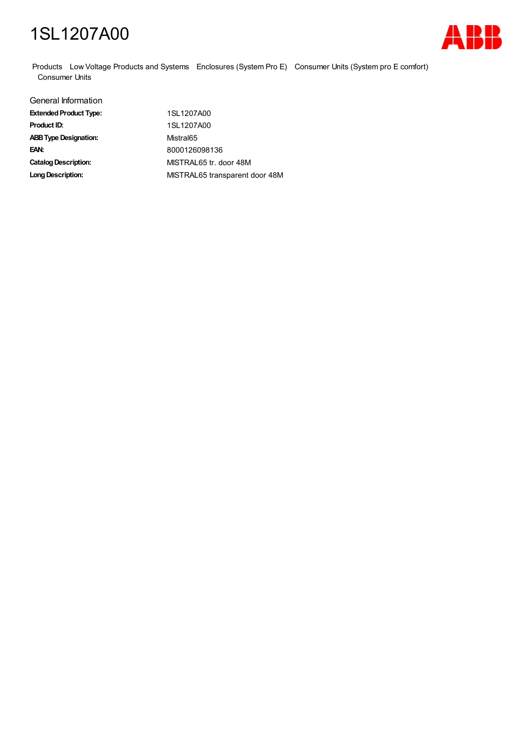# 1SL1207A00

Products Low Voltage Products and Systems Enclosures (System Pro E) Consumer Units (System pro E comfort) Consumer Units

## General Information

| | |
|---|---|
| **Extended Product Type:** | 1SL1207A00 |
| **Product ID:** | 1SL1207A00 |
| **ABB Type Designation:** | Mistral65 |
| **EAN:** | 8000126098136 |
| **Catalog Description:** | MISTRAL65 tr. door 48M |
| **Long Description:** | MISTRAL65 transparent door 48M |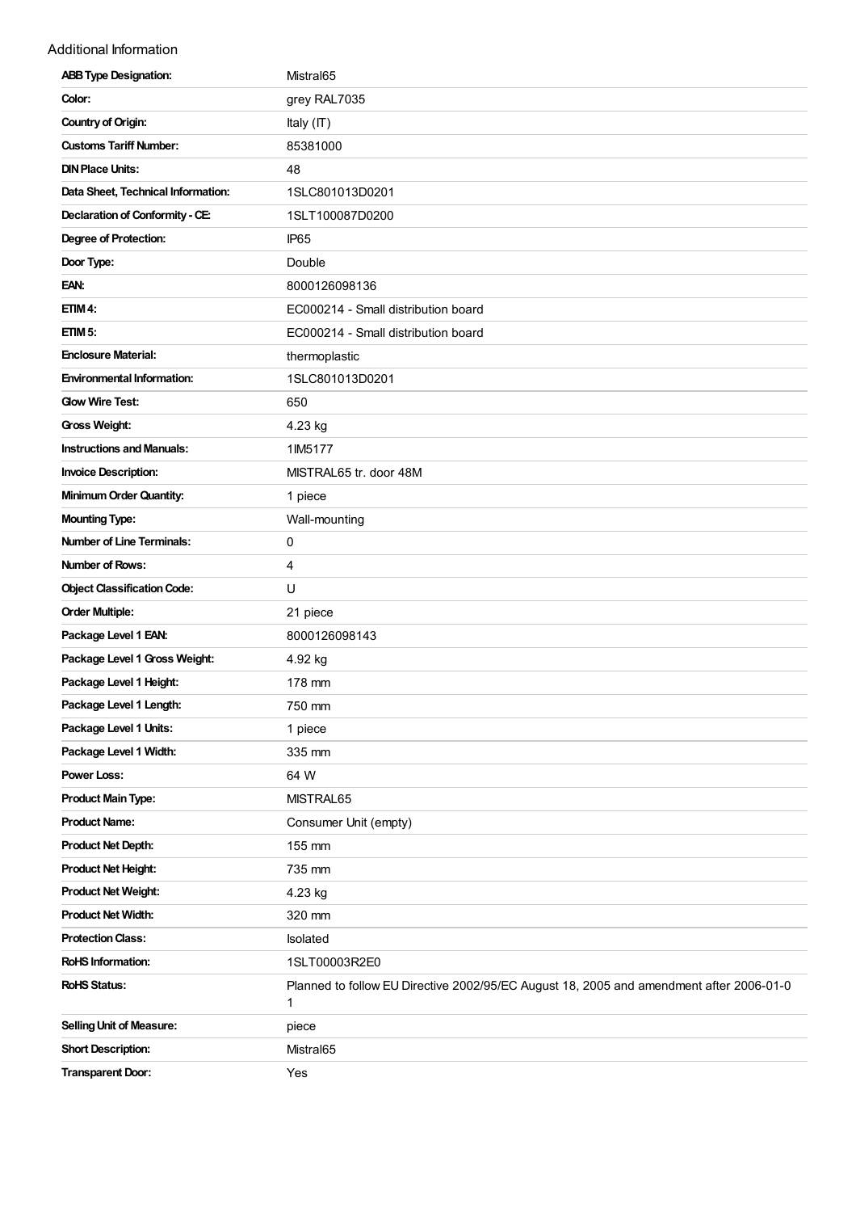Additional Information

| | |
|---|---|
| **ABB Type Designation:** | Mistral65 |
| **Color:** | grey RAL7035 |
| **Country of Origin:** | Italy (IT) |
| **Customs Tariff Number:** | 85381000 |
| **DIN Place Units:** | 48 |
| **Data Sheet, Technical Information:** | 1SLC801013D0201 |
| **Declaration of Conformity - CE:** | 1SLT100087D0200 |
| **Degree of Protection:** | IP65 |
| **Door Type:** | Double |
| **EAN:** | 8000126098136 |
| **ETIM 4:** | EC000214 - Small distribution board |
| **ETIM 5:** | EC000214 - Small distribution board |
| **Enclosure Material:** | thermoplastic |
| **Environmental Information:** | 1SLC801013D0201 |
| **Glow Wire Test:** | 650 |
| **Gross Weight:** | 4.23 kg |
| **Instructions and Manuals:** | 1IM5177 |
| **Invoice Description:** | MISTRAL65 tr. door 48M |
| **Minimum Order Quantity:** | 1 piece |
| **Mounting Type:** | Wall-mounting |
| **Number of Line Terminals:** | 0 |
| **Number of Rows:** | 4 |
| **Object Classification Code:** | U |
| **Order Multiple:** | 21 piece |
| **Package Level 1 EAN:** | 8000126098143 |
| **Package Level 1 Gross Weight:** | 4.92 kg |
| **Package Level 1 Height:** | 178 mm |
| **Package Level 1 Length:** | 750 mm |
| **Package Level 1 Units:** | 1 piece |
| **Package Level 1 Width:** | 335 mm |
| **Power Loss:** | 64 W |
| **Product Main Type:** | MISTRAL65 |
| **Product Name:** | Consumer Unit (empty) |
| **Product Net Depth:** | 155 mm |
| **Product Net Height:** | 735 mm |
| **Product Net Weight:** | 4.23 kg |
| **Product Net Width:** | 320 mm |
| **Protection Class:** | Isolated |
| **RoHS Information:** | 1SLT00003R2E0 |
| **RoHS Status:** | Planned to follow EU Directive 2002/95/EC August 18, 2005 and amendment after 2006-01-01 |
| **Selling Unit of Measure:** | piece |
| **Short Description:** | Mistral65 |
| **Transparent Door:** | Yes |